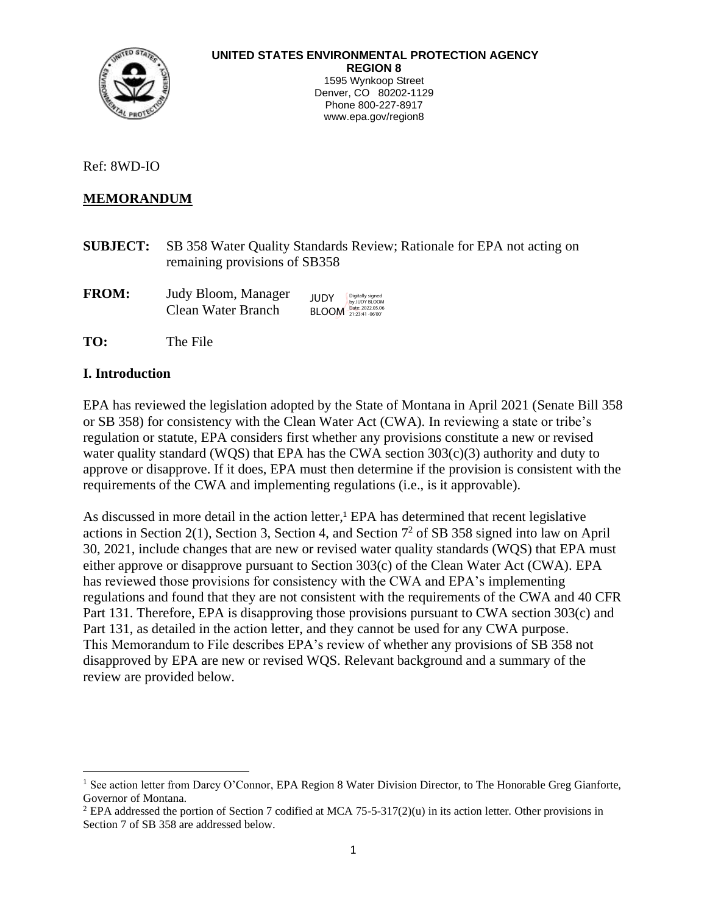**UNITED STATES ENVIRONMENTAL PROTECTION AGENCY**
**REGION 8**
1595 Wynkoop Street
Denver, CO 80202-1129
Phone 800-227-8917
www.epa.gov/region8

Ref: 8WD-IO

**MEMORANDUM**

**SUBJECT:** SB 358 Water Quality Standards Review; Rationale for EPA not acting on remaining provisions of SB358

**FROM:** Judy Bloom, Manager
Clean Water Branch

JUDY BLOOM Digitally signed by JUDY BLOOM Date: 2022.05.06 21:23:41 -06'00'

**TO:** The File

## I. Introduction

EPA has reviewed the legislation adopted by the State of Montana in April 2021 (Senate Bill 358 or SB 358) for consistency with the Clean Water Act (CWA). In reviewing a state or tribe's regulation or statute, EPA considers first whether any provisions constitute a new or revised water quality standard (WQS) that EPA has the CWA section 303(c)(3) authority and duty to approve or disapprove. If it does, EPA must then determine if the provision is consistent with the requirements of the CWA and implementing regulations (i.e., is it approvable).

As discussed in more detail in the action letter,[1] EPA has determined that recent legislative actions in Section 2(1), Section 3, Section 4, and Section 7[2] of SB 358 signed into law on April 30, 2021, include changes that are new or revised water quality standards (WQS) that EPA must either approve or disapprove pursuant to Section 303(c) of the Clean Water Act (CWA). EPA has reviewed those provisions for consistency with the CWA and EPA's implementing regulations and found that they are not consistent with the requirements of the CWA and 40 CFR Part 131. Therefore, EPA is disapproving those provisions pursuant to CWA section 303(c) and Part 131, as detailed in the action letter, and they cannot be used for any CWA purpose. This Memorandum to File describes EPA's review of whether any provisions of SB 358 not disapproved by EPA are new or revised WQS. Relevant background and a summary of the review are provided below.

---

[1] See action letter from Darcy O'Connor, EPA Region 8 Water Division Director, to The Honorable Greg Gianforte, Governor of Montana.

[2] EPA addressed the portion of Section 7 codified at MCA 75-5-317(2)(u) in its action letter. Other provisions in Section 7 of SB 358 are addressed below.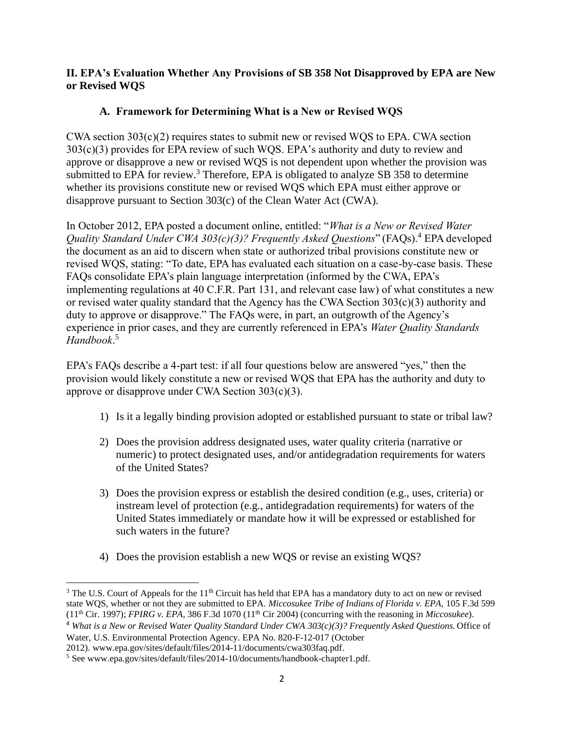## II. EPA's Evaluation Whether Any Provisions of SB 358 Not Disapproved by EPA are New or Revised WQS

### A. Framework for Determining What is a New or Revised WQS

CWA section 303(c)(2) requires states to submit new or revised WQS to EPA. CWA section 303(c)(3) provides for EPA review of such WQS. EPA's authority and duty to review and approve or disapprove a new or revised WQS is not dependent upon whether the provision was submitted to EPA for review.[3] Therefore, EPA is obligated to analyze SB 358 to determine whether its provisions constitute new or revised WQS which EPA must either approve or disapprove pursuant to Section 303(c) of the Clean Water Act (CWA).

In October 2012, EPA posted a document online, entitled: "*What is a New or Revised Water Quality Standard Under CWA 303(c)(3)? Frequently Asked Questions*" (FAQs).[4] EPA developed the document as an aid to discern when state or authorized tribal provisions constitute new or revised WQS, stating: "To date, EPA has evaluated each situation on a case-by-case basis. These FAQs consolidate EPA's plain language interpretation (informed by the CWA, EPA's implementing regulations at 40 C.F.R. Part 131, and relevant case law) of what constitutes a new or revised water quality standard that the Agency has the CWA Section 303(c)(3) authority and duty to approve or disapprove." The FAQs were, in part, an outgrowth of the Agency's experience in prior cases, and they are currently referenced in EPA's *Water Quality Standards Handbook*.[5]

EPA's FAQs describe a 4-part test: if all four questions below are answered "yes," then the provision would likely constitute a new or revised WQS that EPA has the authority and duty to approve or disapprove under CWA Section 303(c)(3).

1) Is it a legally binding provision adopted or established pursuant to state or tribal law?

2) Does the provision address designated uses, water quality criteria (narrative or numeric) to protect designated uses, and/or antidegradation requirements for waters of the United States?

3) Does the provision express or establish the desired condition (e.g., uses, criteria) or instream level of protection (e.g., antidegradation requirements) for waters of the United States immediately or mandate how it will be expressed or established for such waters in the future?

4) Does the provision establish a new WQS or revise an existing WQS?

---

[3] The U.S. Court of Appeals for the 11th Circuit has held that EPA has a mandatory duty to act on new or revised state WQS, whether or not they are submitted to EPA. *Miccosukee Tribe of Indians of Florida v. EPA*, 105 F.3d 599 (11th Cir. 1997); *FPIRG v. EPA*, 386 F.3d 1070 (11th Cir 2004) (concurring with the reasoning in *Miccosukee*).

[4] *What is a New or Revised Water Quality Standard Under CWA 303(c)(3)? Frequently Asked Questions.* Office of Water, U.S. Environmental Protection Agency. EPA No. 820-F-12-017 (October 2012). www.epa.gov/sites/default/files/2014-11/documents/cwa303faq.pdf.

[5] See www.epa.gov/sites/default/files/2014-10/documents/handbook-chapter1.pdf.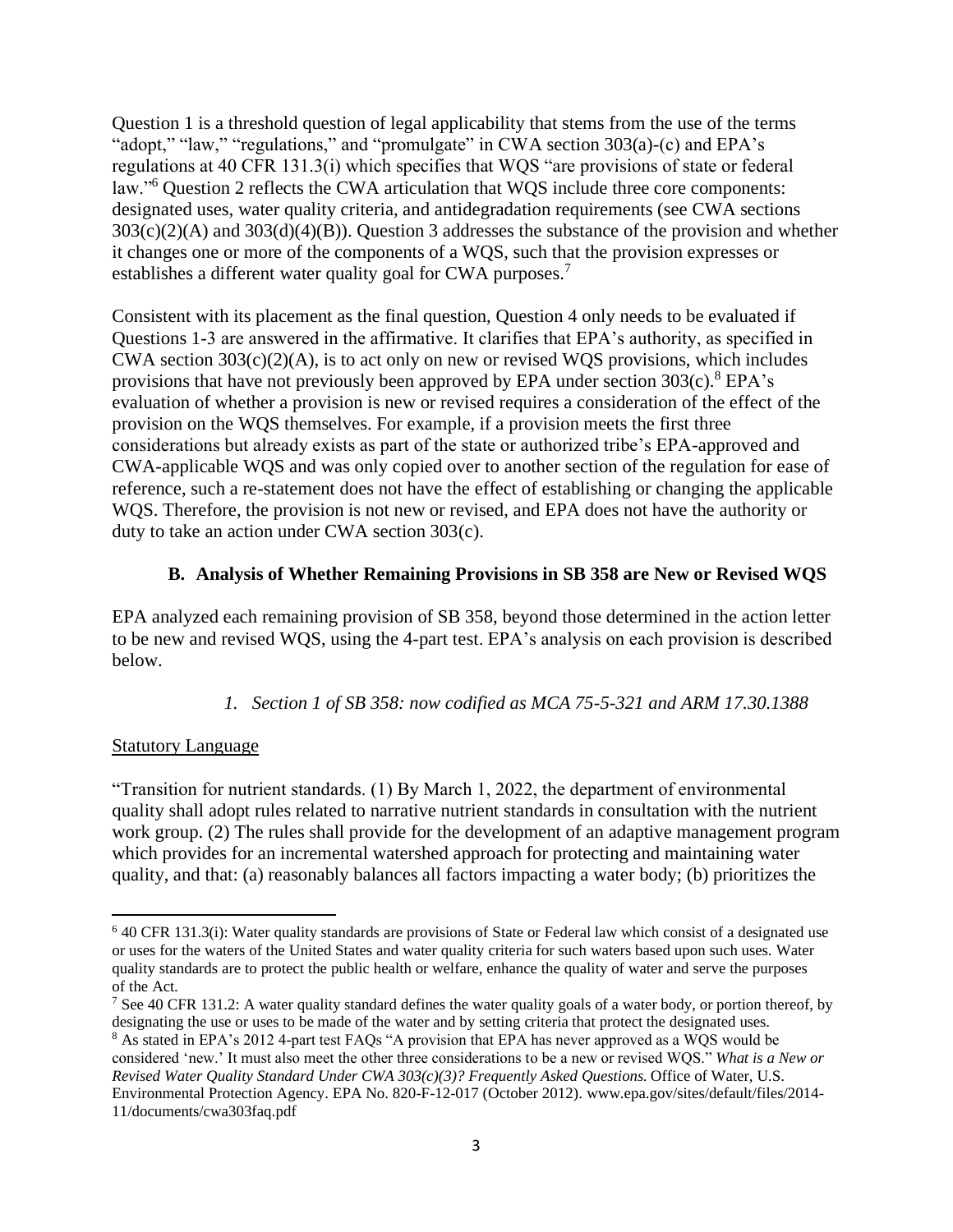Question 1 is a threshold question of legal applicability that stems from the use of the terms "adopt," "law," "regulations," and "promulgate" in CWA section 303(a)-(c) and EPA's regulations at 40 CFR 131.3(i) which specifies that WQS "are provisions of state or federal law."[6] Question 2 reflects the CWA articulation that WQS include three core components: designated uses, water quality criteria, and antidegradation requirements (see CWA sections 303(c)(2)(A) and 303(d)(4)(B)). Question 3 addresses the substance of the provision and whether it changes one or more of the components of a WQS, such that the provision expresses or establishes a different water quality goal for CWA purposes.[7]

Consistent with its placement as the final question, Question 4 only needs to be evaluated if Questions 1-3 are answered in the affirmative. It clarifies that EPA's authority, as specified in CWA section 303(c)(2)(A), is to act only on new or revised WQS provisions, which includes provisions that have not previously been approved by EPA under section 303(c).[8] EPA's evaluation of whether a provision is new or revised requires a consideration of the effect of the provision on the WQS themselves. For example, if a provision meets the first three considerations but already exists as part of the state or authorized tribe's EPA-approved and CWA-applicable WQS and was only copied over to another section of the regulation for ease of reference, such a re-statement does not have the effect of establishing or changing the applicable WQS. Therefore, the provision is not new or revised, and EPA does not have the authority or duty to take an action under CWA section 303(c).

### B. Analysis of Whether Remaining Provisions in SB 358 are New or Revised WQS

EPA analyzed each remaining provision of SB 358, beyond those determined in the action letter to be new and revised WQS, using the 4-part test. EPA's analysis on each provision is described below.

#### *1. Section 1 of SB 358: now codified as MCA 75-5-321 and ARM 17.30.1388*

Statutory Language

"Transition for nutrient standards. (1) By March 1, 2022, the department of environmental quality shall adopt rules related to narrative nutrient standards in consultation with the nutrient work group. (2) The rules shall provide for the development of an adaptive management program which provides for an incremental watershed approach for protecting and maintaining water quality, and that: (a) reasonably balances all factors impacting a water body; (b) prioritizes the

---

[6] 40 CFR 131.3(i): Water quality standards are provisions of State or Federal law which consist of a designated use or uses for the waters of the United States and water quality criteria for such waters based upon such uses. Water quality standards are to protect the public health or welfare, enhance the quality of water and serve the purposes of the Act.

[7] See 40 CFR 131.2: A water quality standard defines the water quality goals of a water body, or portion thereof, by designating the use or uses to be made of the water and by setting criteria that protect the designated uses.

[8] As stated in EPA's 2012 4-part test FAQs "A provision that EPA has never approved as a WQS would be considered 'new.' It must also meet the other three considerations to be a new or revised WQS." *What is a New or Revised Water Quality Standard Under CWA 303(c)(3)? Frequently Asked Questions.* Office of Water, U.S. Environmental Protection Agency. EPA No. 820-F-12-017 (October 2012). www.epa.gov/sites/default/files/2014-11/documents/cwa303faq.pdf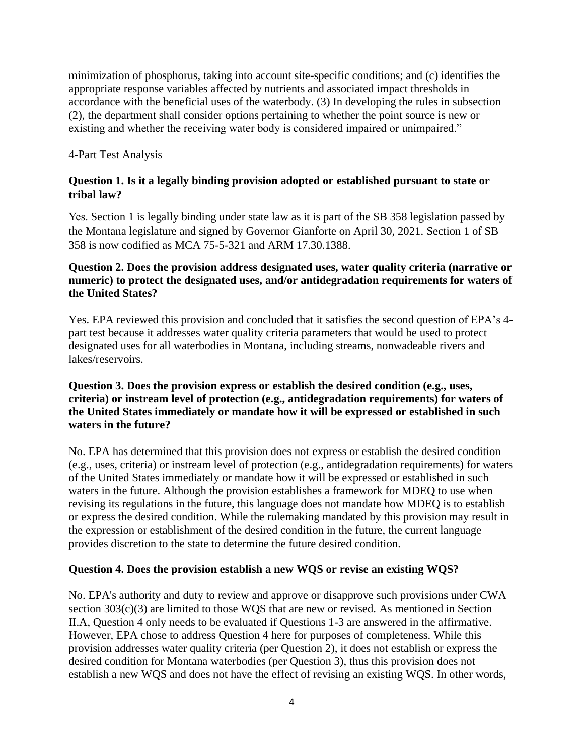minimization of phosphorus, taking into account site-specific conditions; and (c) identifies the appropriate response variables affected by nutrients and associated impact thresholds in accordance with the beneficial uses of the waterbody. (3) In developing the rules in subsection (2), the department shall consider options pertaining to whether the point source is new or existing and whether the receiving water body is considered impaired or unimpaired."

<u>4-Part Test Analysis</u>

**Question 1. Is it a legally binding provision adopted or established pursuant to state or tribal law?**

Yes. Section 1 is legally binding under state law as it is part of the SB 358 legislation passed by the Montana legislature and signed by Governor Gianforte on April 30, 2021. Section 1 of SB 358 is now codified as MCA 75-5-321 and ARM 17.30.1388.

**Question 2. Does the provision address designated uses, water quality criteria (narrative or numeric) to protect the designated uses, and/or antidegradation requirements for waters of the United States?**

Yes. EPA reviewed this provision and concluded that it satisfies the second question of EPA's 4-part test because it addresses water quality criteria parameters that would be used to protect designated uses for all waterbodies in Montana, including streams, nonwadeable rivers and lakes/reservoirs.

**Question 3. Does the provision express or establish the desired condition (e.g., uses, criteria) or instream level of protection (e.g., antidegradation requirements) for waters of the United States immediately or mandate how it will be expressed or established in such waters in the future?**

No. EPA has determined that this provision does not express or establish the desired condition (e.g., uses, criteria) or instream level of protection (e.g., antidegradation requirements) for waters of the United States immediately or mandate how it will be expressed or established in such waters in the future. Although the provision establishes a framework for MDEQ to use when revising its regulations in the future, this language does not mandate how MDEQ is to establish or express the desired condition. While the rulemaking mandated by this provision may result in the expression or establishment of the desired condition in the future, the current language provides discretion to the state to determine the future desired condition.

**Question 4. Does the provision establish a new WQS or revise an existing WQS?**

No. EPA's authority and duty to review and approve or disapprove such provisions under CWA section 303(c)(3) are limited to those WQS that are new or revised. As mentioned in Section II.A, Question 4 only needs to be evaluated if Questions 1-3 are answered in the affirmative. However, EPA chose to address Question 4 here for purposes of completeness. While this provision addresses water quality criteria (per Question 2), it does not establish or express the desired condition for Montana waterbodies (per Question 3), thus this provision does not establish a new WQS and does not have the effect of revising an existing WQS. In other words,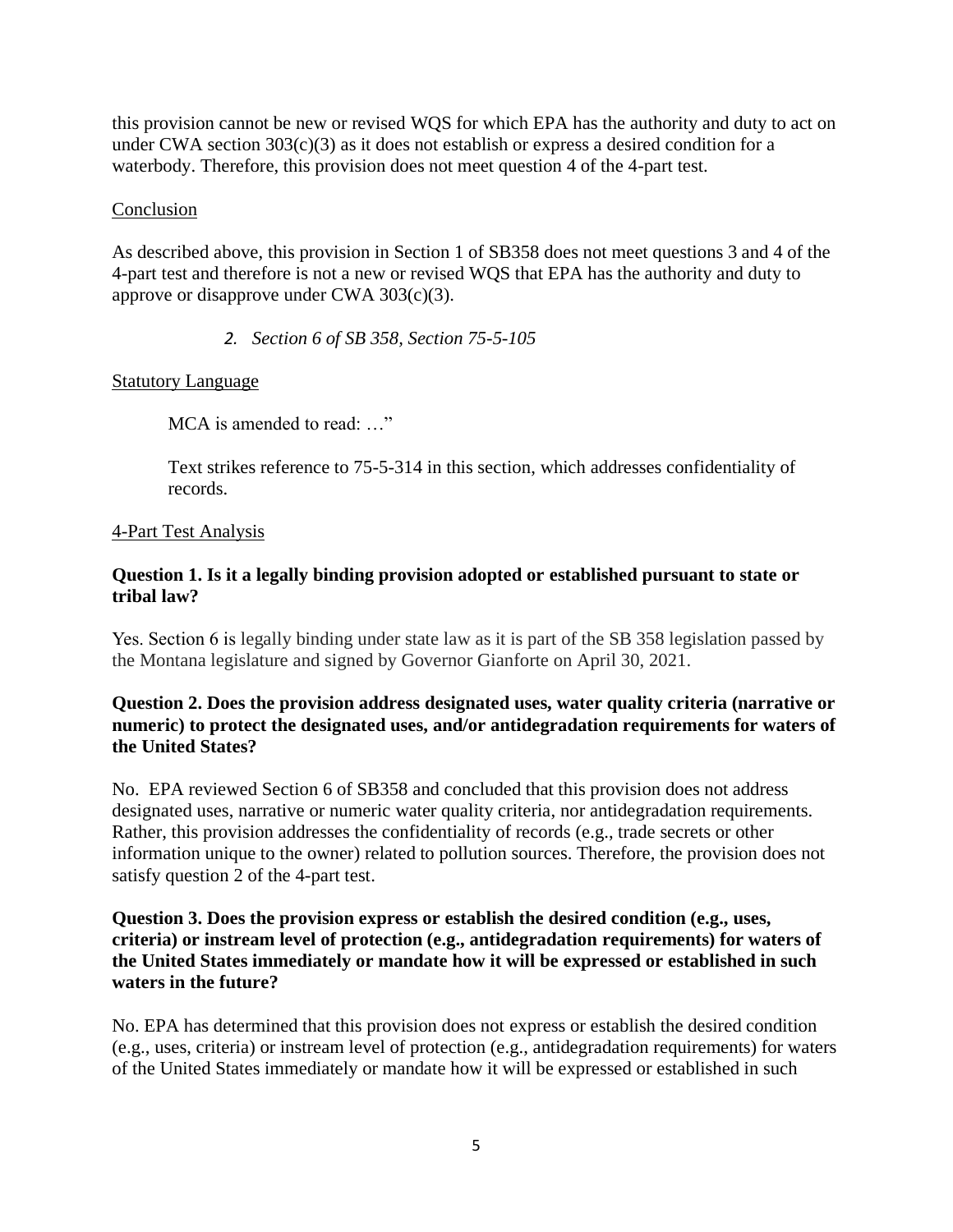this provision cannot be new or revised WQS for which EPA has the authority and duty to act on under CWA section 303(c)(3) as it does not establish or express a desired condition for a waterbody. Therefore, this provision does not meet question 4 of the 4-part test.

<u>Conclusion</u>

As described above, this provision in Section 1 of SB358 does not meet questions 3 and 4 of the 4-part test and therefore is not a new or revised WQS that EPA has the authority and duty to approve or disapprove under CWA 303(c)(3).

*2. Section 6 of SB 358, Section 75-5-105*

<u>Statutory Language</u>

> MCA is amended to read: …"
>
> Text strikes reference to 75-5-314 in this section, which addresses confidentiality of records.

<u>4-Part Test Analysis</u>

**Question 1. Is it a legally binding provision adopted or established pursuant to state or tribal law?**

Yes. Section 6 is legally binding under state law as it is part of the SB 358 legislation passed by the Montana legislature and signed by Governor Gianforte on April 30, 2021.

**Question 2. Does the provision address designated uses, water quality criteria (narrative or numeric) to protect the designated uses, and/or antidegradation requirements for waters of the United States?**

No. EPA reviewed Section 6 of SB358 and concluded that this provision does not address designated uses, narrative or numeric water quality criteria, nor antidegradation requirements. Rather, this provision addresses the confidentiality of records (e.g., trade secrets or other information unique to the owner) related to pollution sources. Therefore, the provision does not satisfy question 2 of the 4-part test.

**Question 3. Does the provision express or establish the desired condition (e.g., uses, criteria) or instream level of protection (e.g., antidegradation requirements) for waters of the United States immediately or mandate how it will be expressed or established in such waters in the future?**

No. EPA has determined that this provision does not express or establish the desired condition (e.g., uses, criteria) or instream level of protection (e.g., antidegradation requirements) for waters of the United States immediately or mandate how it will be expressed or established in such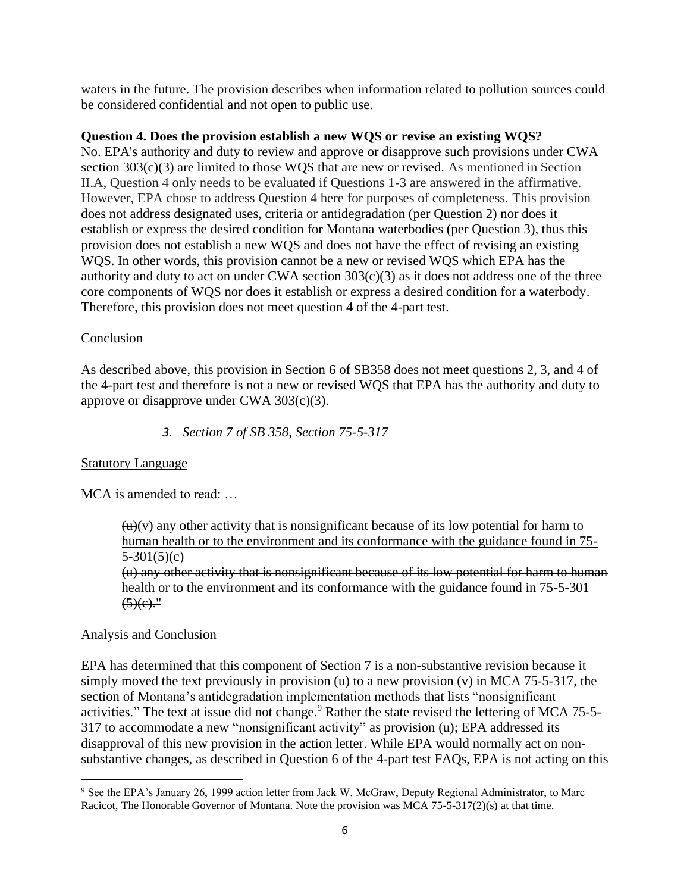waters in the future. The provision describes when information related to pollution sources could be considered confidential and not open to public use.

**Question 4. Does the provision establish a new WQS or revise an existing WQS?**
No. EPA's authority and duty to review and approve or disapprove such provisions under CWA section 303(c)(3) are limited to those WQS that are new or revised. As mentioned in Section II.A, Question 4 only needs to be evaluated if Questions 1-3 are answered in the affirmative. However, EPA chose to address Question 4 here for purposes of completeness. This provision does not address designated uses, criteria or antidegradation (per Question 2) nor does it establish or express the desired condition for Montana waterbodies (per Question 3), thus this provision does not establish a new WQS and does not have the effect of revising an existing WQS. In other words, this provision cannot be a new or revised WQS which EPA has the authority and duty to act on under CWA section 303(c)(3) as it does not address one of the three core components of WQS nor does it establish or express a desired condition for a waterbody. Therefore, this provision does not meet question 4 of the 4-part test.

<u>Conclusion</u>

As described above, this provision in Section 6 of SB358 does not meet questions 2, 3, and 4 of the 4-part test and therefore is not a new or revised WQS that EPA has the authority and duty to approve or disapprove under CWA 303(c)(3).

### *3. Section 7 of SB 358, Section 75-5-317*

<u>Statutory Language</u>

MCA is amended to read: …

> ~~(u)~~<u>(v) any other activity that is nonsignificant because of its low potential for harm to human health or to the environment and its conformance with the guidance found in 75-5-301(5)(c)</u>
> ~~(u) any other activity that is nonsignificant because of its low potential for harm to human health or to the environment and its conformance with the guidance found in 75-5-301 (5)(c)."~~

<u>Analysis and Conclusion</u>

EPA has determined that this component of Section 7 is a non-substantive revision because it simply moved the text previously in provision (u) to a new provision (v) in MCA 75-5-317, the section of Montana's antidegradation implementation methods that lists "nonsignificant activities." The text at issue did not change.[9] Rather the state revised the lettering of MCA 75-5-317 to accommodate a new "nonsignificant activity" as provision (u); EPA addressed its disapproval of this new provision in the action letter. While EPA would normally act on non-substantive changes, as described in Question 6 of the 4-part test FAQs, EPA is not acting on this

[9] See the EPA's January 26, 1999 action letter from Jack W. McGraw, Deputy Regional Administrator, to Marc Racicot, The Honorable Governor of Montana. Note the provision was MCA 75-5-317(2)(s) at that time.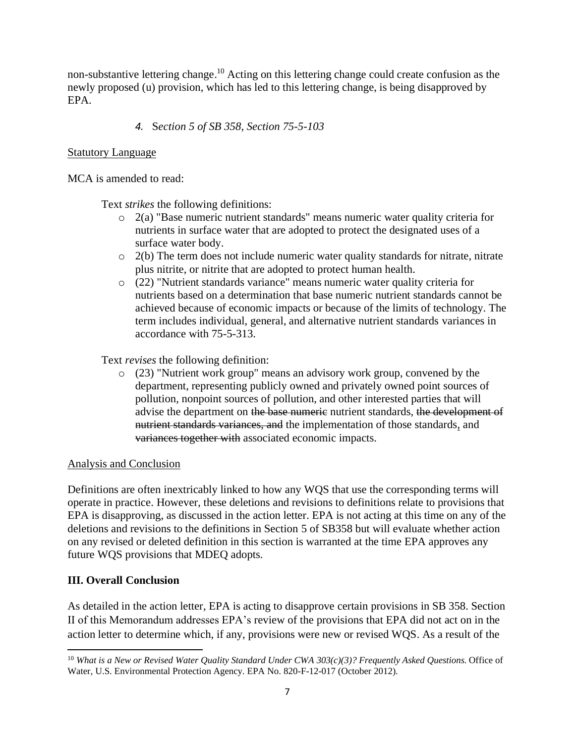non-substantive lettering change.[10] Acting on this lettering change could create confusion as the newly proposed (u) provision, which has led to this lettering change, is being disapproved by EPA.

#### *4. Section 5 of SB 358, Section 75-5-103*

<u>Statutory Language</u>

MCA is amended to read:

Text *strikes* the following definitions:

- 2(a) "Base numeric nutrient standards" means numeric water quality criteria for nutrients in surface water that are adopted to protect the designated uses of a surface water body.
- 2(b) The term does not include numeric water quality standards for nitrate, nitrate plus nitrite, or nitrite that are adopted to protect human health.
- (22) "Nutrient standards variance" means numeric water quality criteria for nutrients based on a determination that base numeric nutrient standards cannot be achieved because of economic impacts or because of the limits of technology. The term includes individual, general, and alternative nutrient standards variances in accordance with 75-5-313.

Text *revises* the following definition:

- (23) "Nutrient work group" means an advisory work group, convened by the department, representing publicly owned and privately owned point sources of pollution, nonpoint sources of pollution, and other interested parties that will advise the department on ~~the base numeric~~ nutrient standards, ~~the development of nutrient standards variances, and~~ the implementation of those standards<u>,</u> and ~~variances together with~~ associated economic impacts.

<u>Analysis and Conclusion</u>

Definitions are often inextricably linked to how any WQS that use the corresponding terms will operate in practice. However, these deletions and revisions to definitions relate to provisions that EPA is disapproving, as discussed in the action letter. EPA is not acting at this time on any of the deletions and revisions to the definitions in Section 5 of SB358 but will evaluate whether action on any revised or deleted definition in this section is warranted at the time EPA approves any future WQS provisions that MDEQ adopts.

## III. Overall Conclusion

As detailed in the action letter, EPA is acting to disapprove certain provisions in SB 358. Section II of this Memorandum addresses EPA's review of the provisions that EPA did not act on in the action letter to determine which, if any, provisions were new or revised WQS. As a result of the

---

[10] *What is a New or Revised Water Quality Standard Under CWA 303(c)(3)? Frequently Asked Questions.* Office of Water, U.S. Environmental Protection Agency. EPA No. 820-F-12-017 (October 2012).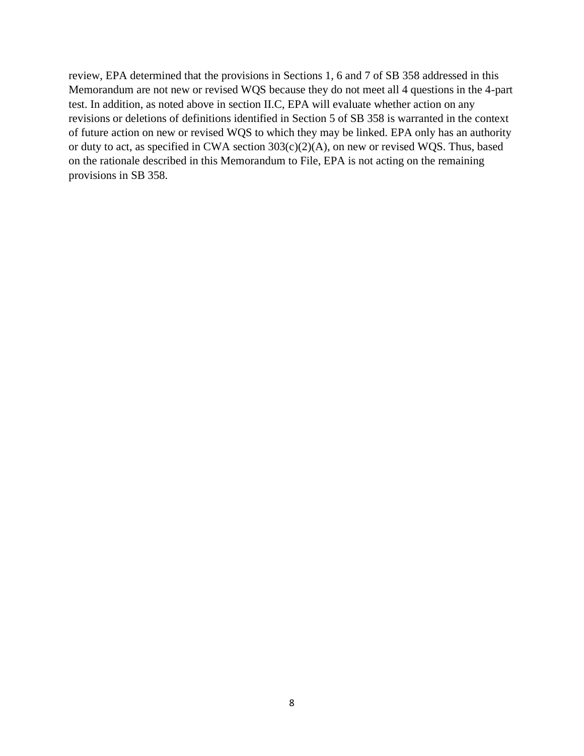review, EPA determined that the provisions in Sections 1, 6 and 7 of SB 358 addressed in this Memorandum are not new or revised WQS because they do not meet all 4 questions in the 4-part test. In addition, as noted above in section II.C, EPA will evaluate whether action on any revisions or deletions of definitions identified in Section 5 of SB 358 is warranted in the context of future action on new or revised WQS to which they may be linked. EPA only has an authority or duty to act, as specified in CWA section 303(c)(2)(A), on new or revised WQS. Thus, based on the rationale described in this Memorandum to File, EPA is not acting on the remaining provisions in SB 358.